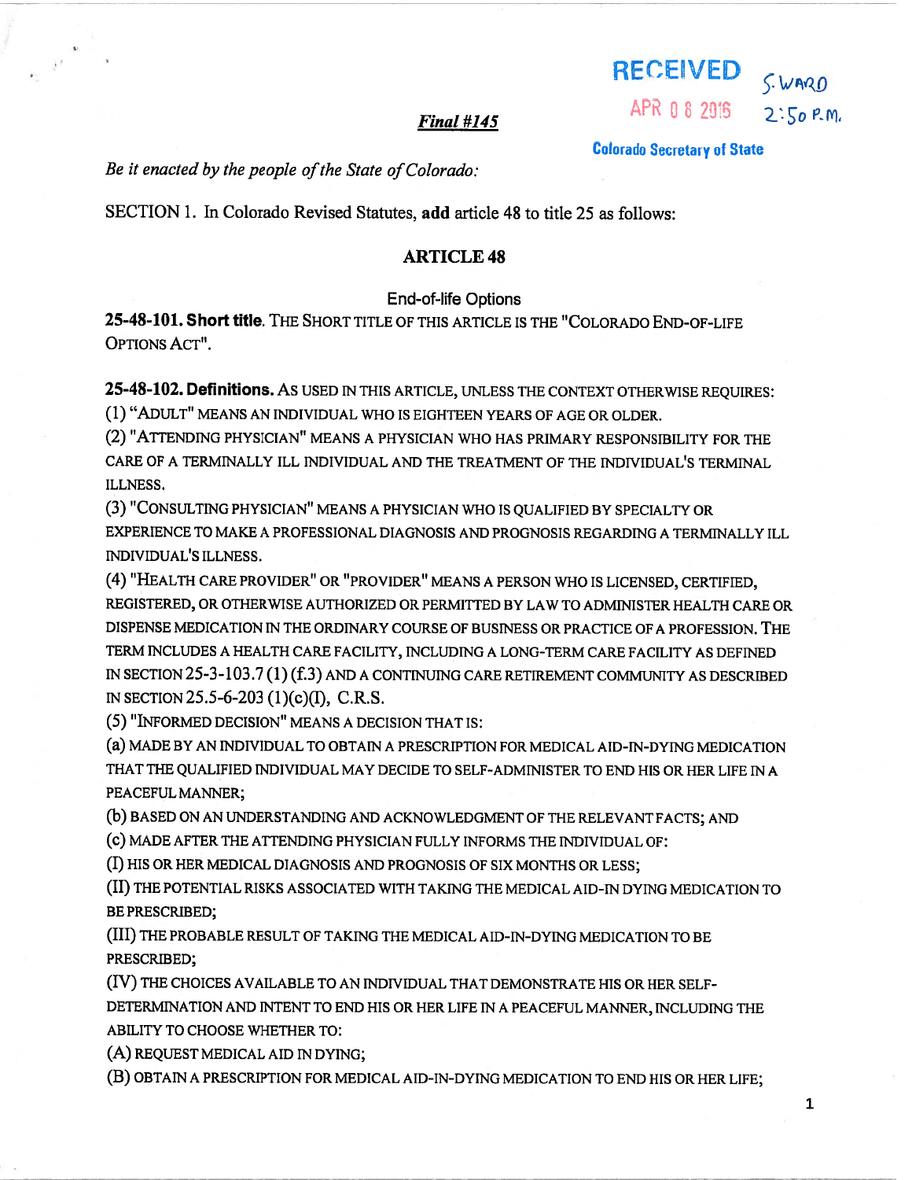RECEIVED
APR 08 2016
Colorado Secretary of State

S. WARD 2:50 P.M.

***Final #145***

*Be it enacted by the people of the State of Colorado:*

SECTION 1. In Colorado Revised Statutes, **add** article 48 to title 25 as follows:

## ARTICLE 48

### End-of-life Options

**25-48-101. Short title.** THE SHORT TITLE OF THIS ARTICLE IS THE "COLORADO END-OF-LIFE OPTIONS ACT".

**25-48-102. Definitions.** AS USED IN THIS ARTICLE, UNLESS THE CONTEXT OTHERWISE REQUIRES:

(1) "ADULT" MEANS AN INDIVIDUAL WHO IS EIGHTEEN YEARS OF AGE OR OLDER.

(2) "ATTENDING PHYSICIAN" MEANS A PHYSICIAN WHO HAS PRIMARY RESPONSIBILITY FOR THE CARE OF A TERMINALLY ILL INDIVIDUAL AND THE TREATMENT OF THE INDIVIDUAL'S TERMINAL ILLNESS.

(3) "CONSULTING PHYSICIAN" MEANS A PHYSICIAN WHO IS QUALIFIED BY SPECIALTY OR EXPERIENCE TO MAKE A PROFESSIONAL DIAGNOSIS AND PROGNOSIS REGARDING A TERMINALLY ILL INDIVIDUAL'S ILLNESS.

(4) "HEALTH CARE PROVIDER" OR "PROVIDER" MEANS A PERSON WHO IS LICENSED, CERTIFIED, REGISTERED, OR OTHERWISE AUTHORIZED OR PERMITTED BY LAW TO ADMINISTER HEALTH CARE OR DISPENSE MEDICATION IN THE ORDINARY COURSE OF BUSINESS OR PRACTICE OF A PROFESSION. THE TERM INCLUDES A HEALTH CARE FACILITY, INCLUDING A LONG-TERM CARE FACILITY AS DEFINED IN SECTION 25-3-103.7 (1) (f.3) AND A CONTINUING CARE RETIREMENT COMMUNITY AS DESCRIBED IN SECTION 25.5-6-203 (1)(c)(I), C.R.S.

(5) "INFORMED DECISION" MEANS A DECISION THAT IS:

(a) MADE BY AN INDIVIDUAL TO OBTAIN A PRESCRIPTION FOR MEDICAL AID-IN-DYING MEDICATION THAT THE QUALIFIED INDIVIDUAL MAY DECIDE TO SELF-ADMINISTER TO END HIS OR HER LIFE IN A PEACEFUL MANNER;

(b) BASED ON AN UNDERSTANDING AND ACKNOWLEDGMENT OF THE RELEVANT FACTS; AND

(c) MADE AFTER THE ATTENDING PHYSICIAN FULLY INFORMS THE INDIVIDUAL OF:

(I) HIS OR HER MEDICAL DIAGNOSIS AND PROGNOSIS OF SIX MONTHS OR LESS;

(II) THE POTENTIAL RISKS ASSOCIATED WITH TAKING THE MEDICAL AID-IN DYING MEDICATION TO BE PRESCRIBED;

(III) THE PROBABLE RESULT OF TAKING THE MEDICAL AID-IN-DYING MEDICATION TO BE PRESCRIBED;

(IV) THE CHOICES AVAILABLE TO AN INDIVIDUAL THAT DEMONSTRATE HIS OR HER SELF-DETERMINATION AND INTENT TO END HIS OR HER LIFE IN A PEACEFUL MANNER, INCLUDING THE ABILITY TO CHOOSE WHETHER TO:

(A) REQUEST MEDICAL AID IN DYING;

(B) OBTAIN A PRESCRIPTION FOR MEDICAL AID-IN-DYING MEDICATION TO END HIS OR HER LIFE;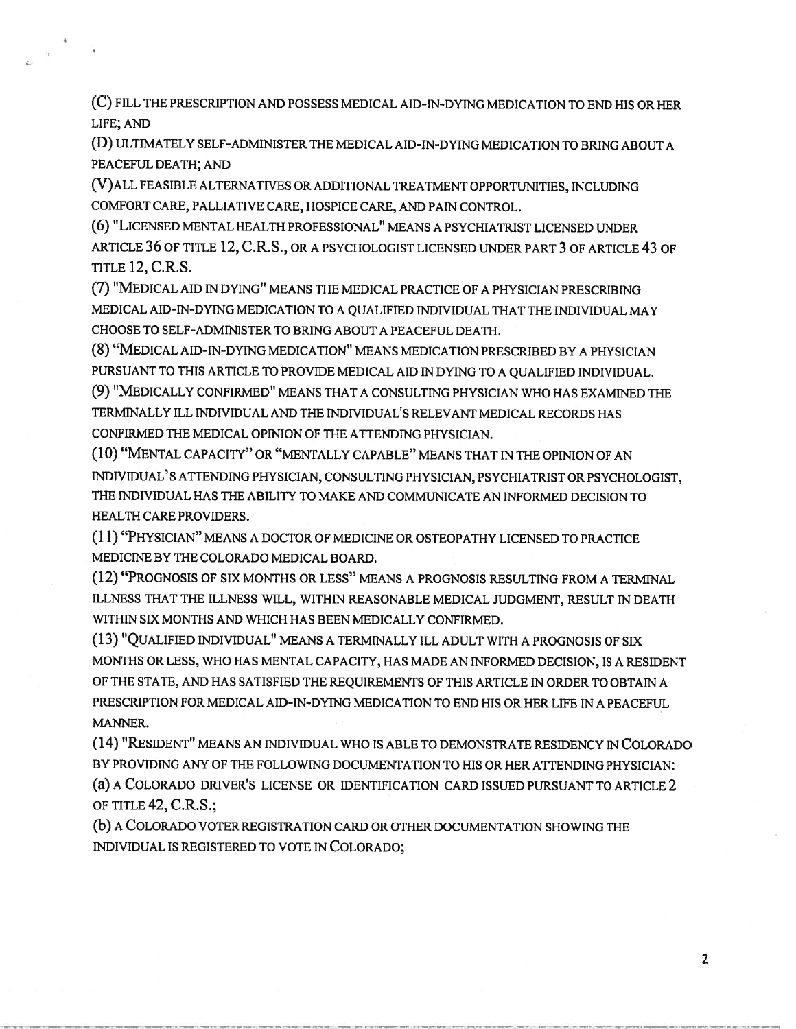(C) FILL THE PRESCRIPTION AND POSSESS MEDICAL AID-IN-DYING MEDICATION TO END HIS OR HER LIFE; AND

(D) ULTIMATELY SELF-ADMINISTER THE MEDICAL AID-IN-DYING MEDICATION TO BRING ABOUT A PEACEFUL DEATH; AND

(V) ALL FEASIBLE ALTERNATIVES OR ADDITIONAL TREATMENT OPPORTUNITIES, INCLUDING COMFORT CARE, PALLIATIVE CARE, HOSPICE CARE, AND PAIN CONTROL.

(6) "LICENSED MENTAL HEALTH PROFESSIONAL" MEANS A PSYCHIATRIST LICENSED UNDER ARTICLE 36 OF TITLE 12, C.R.S., OR A PSYCHOLOGIST LICENSED UNDER PART 3 OF ARTICLE 43 OF TITLE 12, C.R.S.

(7) "MEDICAL AID IN DYING" MEANS THE MEDICAL PRACTICE OF A PHYSICIAN PRESCRIBING MEDICAL AID-IN-DYING MEDICATION TO A QUALIFIED INDIVIDUAL THAT THE INDIVIDUAL MAY CHOOSE TO SELF-ADMINISTER TO BRING ABOUT A PEACEFUL DEATH.

(8) "MEDICAL AID-IN-DYING MEDICATION" MEANS MEDICATION PRESCRIBED BY A PHYSICIAN PURSUANT TO THIS ARTICLE TO PROVIDE MEDICAL AID IN DYING TO A QUALIFIED INDIVIDUAL.

(9) "MEDICALLY CONFIRMED" MEANS THAT A CONSULTING PHYSICIAN WHO HAS EXAMINED THE TERMINALLY ILL INDIVIDUAL AND THE INDIVIDUAL'S RELEVANT MEDICAL RECORDS HAS CONFIRMED THE MEDICAL OPINION OF THE ATTENDING PHYSICIAN.

(10) "MENTAL CAPACITY" OR "MENTALLY CAPABLE" MEANS THAT IN THE OPINION OF AN INDIVIDUAL'S ATTENDING PHYSICIAN, CONSULTING PHYSICIAN, PSYCHIATRIST OR PSYCHOLOGIST, THE INDIVIDUAL HAS THE ABILITY TO MAKE AND COMMUNICATE AN INFORMED DECISION TO HEALTH CARE PROVIDERS.

(11) "PHYSICIAN" MEANS A DOCTOR OF MEDICINE OR OSTEOPATHY LICENSED TO PRACTICE MEDICINE BY THE COLORADO MEDICAL BOARD.

(12) "PROGNOSIS OF SIX MONTHS OR LESS" MEANS A PROGNOSIS RESULTING FROM A TERMINAL ILLNESS THAT THE ILLNESS WILL, WITHIN REASONABLE MEDICAL JUDGMENT, RESULT IN DEATH WITHIN SIX MONTHS AND WHICH HAS BEEN MEDICALLY CONFIRMED.

(13) "QUALIFIED INDIVIDUAL" MEANS A TERMINALLY ILL ADULT WITH A PROGNOSIS OF SIX MONTHS OR LESS, WHO HAS MENTAL CAPACITY, HAS MADE AN INFORMED DECISION, IS A RESIDENT OF THE STATE, AND HAS SATISFIED THE REQUIREMENTS OF THIS ARTICLE IN ORDER TO OBTAIN A PRESCRIPTION FOR MEDICAL AID-IN-DYING MEDICATION TO END HIS OR HER LIFE IN A PEACEFUL MANNER.

(14) "RESIDENT" MEANS AN INDIVIDUAL WHO IS ABLE TO DEMONSTRATE RESIDENCY IN COLORADO BY PROVIDING ANY OF THE FOLLOWING DOCUMENTATION TO HIS OR HER ATTENDING PHYSICIAN:

(a) A COLORADO DRIVER'S LICENSE OR IDENTIFICATION CARD ISSUED PURSUANT TO ARTICLE 2 OF TITLE 42, C.R.S.;

(b) A COLORADO VOTER REGISTRATION CARD OR OTHER DOCUMENTATION SHOWING THE INDIVIDUAL IS REGISTERED TO VOTE IN COLORADO;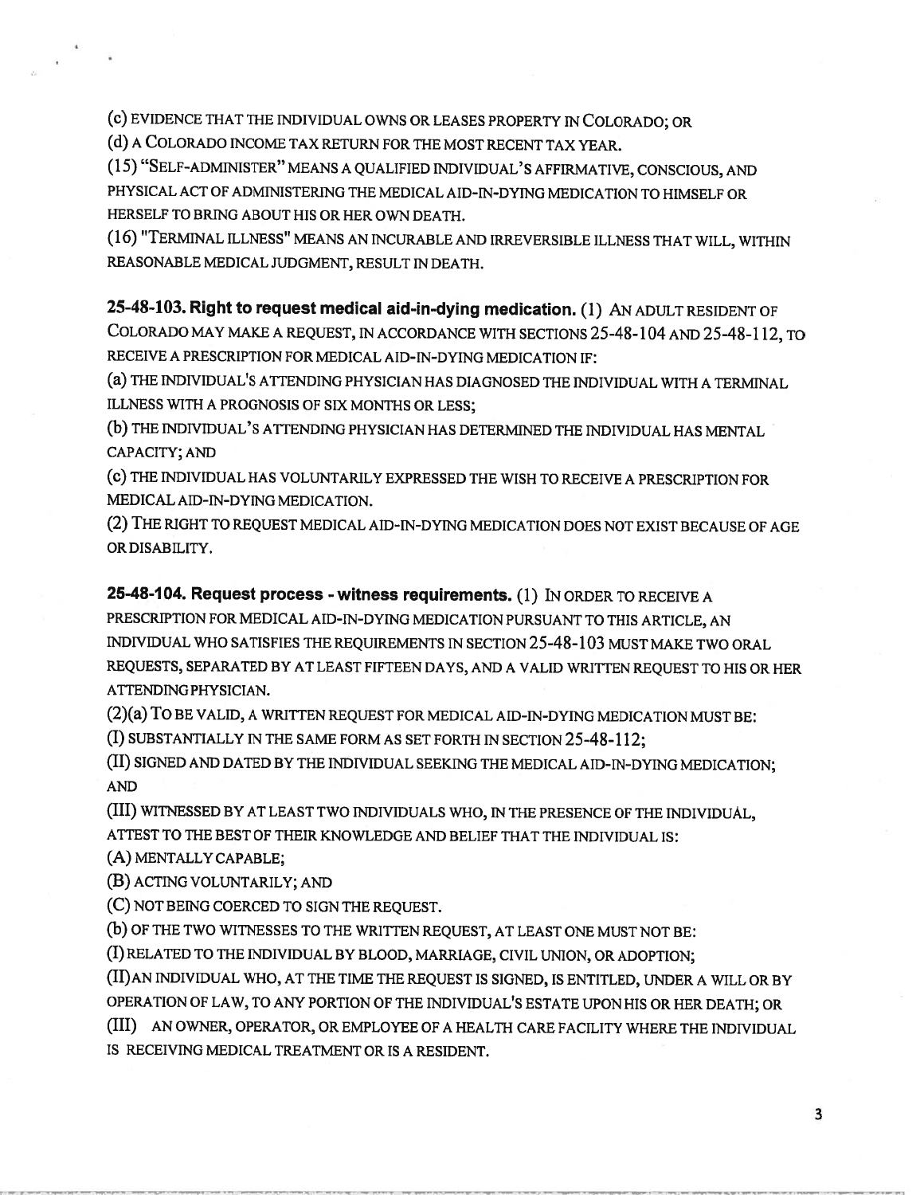(c) EVIDENCE THAT THE INDIVIDUAL OWNS OR LEASES PROPERTY IN COLORADO; OR

(d) A COLORADO INCOME TAX RETURN FOR THE MOST RECENT TAX YEAR.

(15) "SELF-ADMINISTER" MEANS A QUALIFIED INDIVIDUAL'S AFFIRMATIVE, CONSCIOUS, AND PHYSICAL ACT OF ADMINISTERING THE MEDICAL AID-IN-DYING MEDICATION TO HIMSELF OR HERSELF TO BRING ABOUT HIS OR HER OWN DEATH.

(16) "TERMINAL ILLNESS" MEANS AN INCURABLE AND IRREVERSIBLE ILLNESS THAT WILL, WITHIN REASONABLE MEDICAL JUDGMENT, RESULT IN DEATH.

**25-48-103. Right to request medical aid-in-dying medication.** (1) AN ADULT RESIDENT OF COLORADO MAY MAKE A REQUEST, IN ACCORDANCE WITH SECTIONS 25-48-104 AND 25-48-112, TO RECEIVE A PRESCRIPTION FOR MEDICAL AID-IN-DYING MEDICATION IF:

(a) THE INDIVIDUAL'S ATTENDING PHYSICIAN HAS DIAGNOSED THE INDIVIDUAL WITH A TERMINAL ILLNESS WITH A PROGNOSIS OF SIX MONTHS OR LESS;

(b) THE INDIVIDUAL'S ATTENDING PHYSICIAN HAS DETERMINED THE INDIVIDUAL HAS MENTAL CAPACITY; AND

(c) THE INDIVIDUAL HAS VOLUNTARILY EXPRESSED THE WISH TO RECEIVE A PRESCRIPTION FOR MEDICAL AID-IN-DYING MEDICATION.

(2) THE RIGHT TO REQUEST MEDICAL AID-IN-DYING MEDICATION DOES NOT EXIST BECAUSE OF AGE OR DISABILITY.

**25-48-104. Request process - witness requirements.** (1) IN ORDER TO RECEIVE A PRESCRIPTION FOR MEDICAL AID-IN-DYING MEDICATION PURSUANT TO THIS ARTICLE, AN INDIVIDUAL WHO SATISFIES THE REQUIREMENTS IN SECTION 25-48-103 MUST MAKE TWO ORAL REQUESTS, SEPARATED BY AT LEAST FIFTEEN DAYS, AND A VALID WRITTEN REQUEST TO HIS OR HER ATTENDING PHYSICIAN.

(2)(a) TO BE VALID, A WRITTEN REQUEST FOR MEDICAL AID-IN-DYING MEDICATION MUST BE:

(I) SUBSTANTIALLY IN THE SAME FORM AS SET FORTH IN SECTION 25-48-112;

(II) SIGNED AND DATED BY THE INDIVIDUAL SEEKING THE MEDICAL AID-IN-DYING MEDICATION; AND

(III) WITNESSED BY AT LEAST TWO INDIVIDUALS WHO, IN THE PRESENCE OF THE INDIVIDUAL, ATTEST TO THE BEST OF THEIR KNOWLEDGE AND BELIEF THAT THE INDIVIDUAL IS:

(A) MENTALLY CAPABLE;

(B) ACTING VOLUNTARILY; AND

(C) NOT BEING COERCED TO SIGN THE REQUEST.

(b) OF THE TWO WITNESSES TO THE WRITTEN REQUEST, AT LEAST ONE MUST NOT BE:

(I) RELATED TO THE INDIVIDUAL BY BLOOD, MARRIAGE, CIVIL UNION, OR ADOPTION;

(II) AN INDIVIDUAL WHO, AT THE TIME THE REQUEST IS SIGNED, IS ENTITLED, UNDER A WILL OR BY OPERATION OF LAW, TO ANY PORTION OF THE INDIVIDUAL'S ESTATE UPON HIS OR HER DEATH; OR

(III) AN OWNER, OPERATOR, OR EMPLOYEE OF A HEALTH CARE FACILITY WHERE THE INDIVIDUAL IS RECEIVING MEDICAL TREATMENT OR IS A RESIDENT.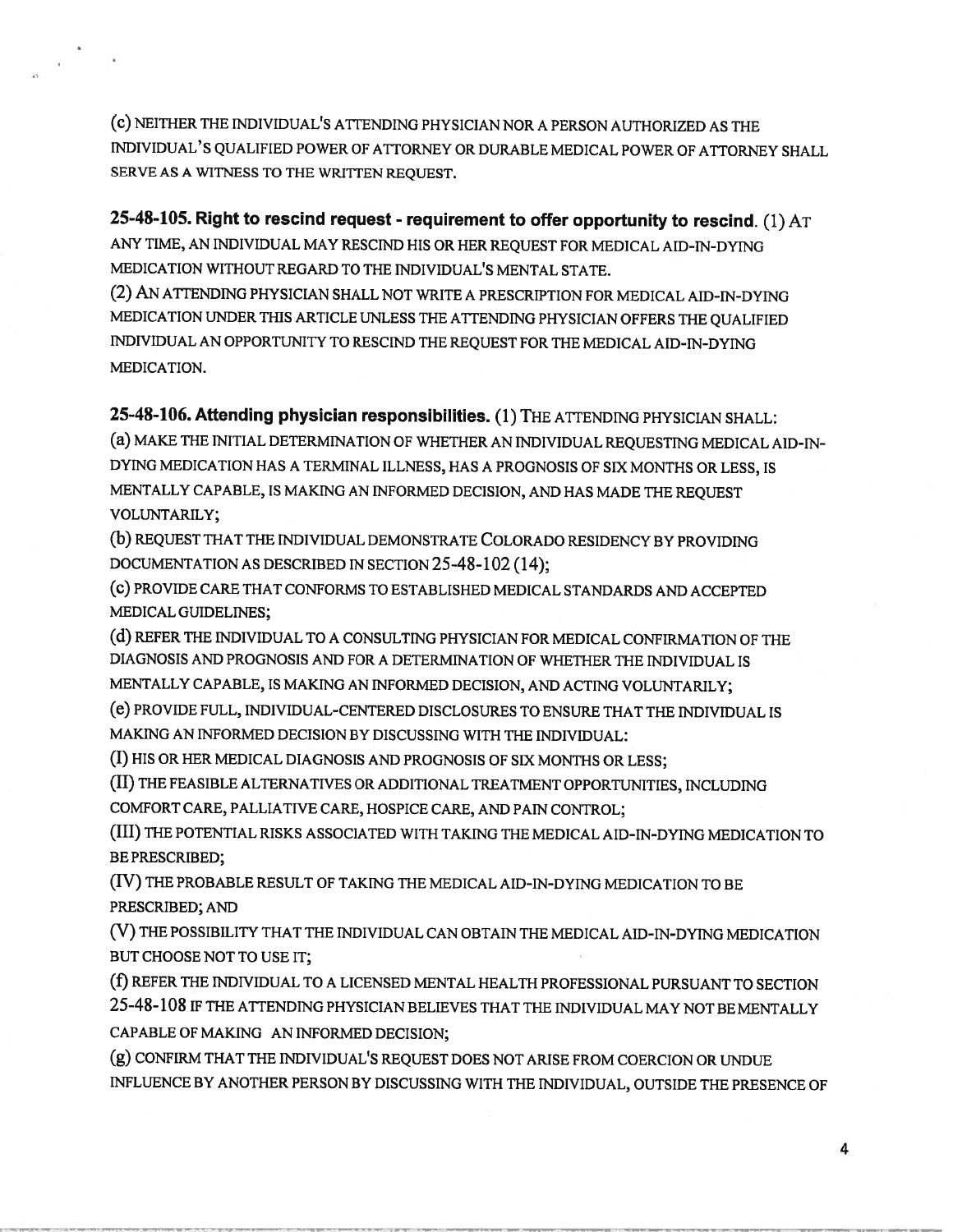(c) NEITHER THE INDIVIDUAL'S ATTENDING PHYSICIAN NOR A PERSON AUTHORIZED AS THE INDIVIDUAL'S QUALIFIED POWER OF ATTORNEY OR DURABLE MEDICAL POWER OF ATTORNEY SHALL SERVE AS A WITNESS TO THE WRITTEN REQUEST.

**25-48-105. Right to rescind request - requirement to offer opportunity to rescind.** (1) AT ANY TIME, AN INDIVIDUAL MAY RESCIND HIS OR HER REQUEST FOR MEDICAL AID-IN-DYING MEDICATION WITHOUT REGARD TO THE INDIVIDUAL'S MENTAL STATE.

(2) AN ATTENDING PHYSICIAN SHALL NOT WRITE A PRESCRIPTION FOR MEDICAL AID-IN-DYING MEDICATION UNDER THIS ARTICLE UNLESS THE ATTENDING PHYSICIAN OFFERS THE QUALIFIED INDIVIDUAL AN OPPORTUNITY TO RESCIND THE REQUEST FOR THE MEDICAL AID-IN-DYING MEDICATION.

**25-48-106. Attending physician responsibilities.** (1) THE ATTENDING PHYSICIAN SHALL:

(a) MAKE THE INITIAL DETERMINATION OF WHETHER AN INDIVIDUAL REQUESTING MEDICAL AID-IN-DYING MEDICATION HAS A TERMINAL ILLNESS, HAS A PROGNOSIS OF SIX MONTHS OR LESS, IS MENTALLY CAPABLE, IS MAKING AN INFORMED DECISION, AND HAS MADE THE REQUEST VOLUNTARILY;

(b) REQUEST THAT THE INDIVIDUAL DEMONSTRATE COLORADO RESIDENCY BY PROVIDING DOCUMENTATION AS DESCRIBED IN SECTION 25-48-102 (14);

(c) PROVIDE CARE THAT CONFORMS TO ESTABLISHED MEDICAL STANDARDS AND ACCEPTED MEDICAL GUIDELINES;

(d) REFER THE INDIVIDUAL TO A CONSULTING PHYSICIAN FOR MEDICAL CONFIRMATION OF THE DIAGNOSIS AND PROGNOSIS AND FOR A DETERMINATION OF WHETHER THE INDIVIDUAL IS MENTALLY CAPABLE, IS MAKING AN INFORMED DECISION, AND ACTING VOLUNTARILY;

(e) PROVIDE FULL, INDIVIDUAL-CENTERED DISCLOSURES TO ENSURE THAT THE INDIVIDUAL IS MAKING AN INFORMED DECISION BY DISCUSSING WITH THE INDIVIDUAL:

(I) HIS OR HER MEDICAL DIAGNOSIS AND PROGNOSIS OF SIX MONTHS OR LESS;

(II) THE FEASIBLE ALTERNATIVES OR ADDITIONAL TREATMENT OPPORTUNITIES, INCLUDING COMFORT CARE, PALLIATIVE CARE, HOSPICE CARE, AND PAIN CONTROL;

(III) THE POTENTIAL RISKS ASSOCIATED WITH TAKING THE MEDICAL AID-IN-DYING MEDICATION TO BE PRESCRIBED;

(IV) THE PROBABLE RESULT OF TAKING THE MEDICAL AID-IN-DYING MEDICATION TO BE PRESCRIBED; AND

(V) THE POSSIBILITY THAT THE INDIVIDUAL CAN OBTAIN THE MEDICAL AID-IN-DYING MEDICATION BUT CHOOSE NOT TO USE IT;

(f) REFER THE INDIVIDUAL TO A LICENSED MENTAL HEALTH PROFESSIONAL PURSUANT TO SECTION 25-48-108 IF THE ATTENDING PHYSICIAN BELIEVES THAT THE INDIVIDUAL MAY NOT BE MENTALLY CAPABLE OF MAKING AN INFORMED DECISION;

(g) CONFIRM THAT THE INDIVIDUAL'S REQUEST DOES NOT ARISE FROM COERCION OR UNDUE INFLUENCE BY ANOTHER PERSON BY DISCUSSING WITH THE INDIVIDUAL, OUTSIDE THE PRESENCE OF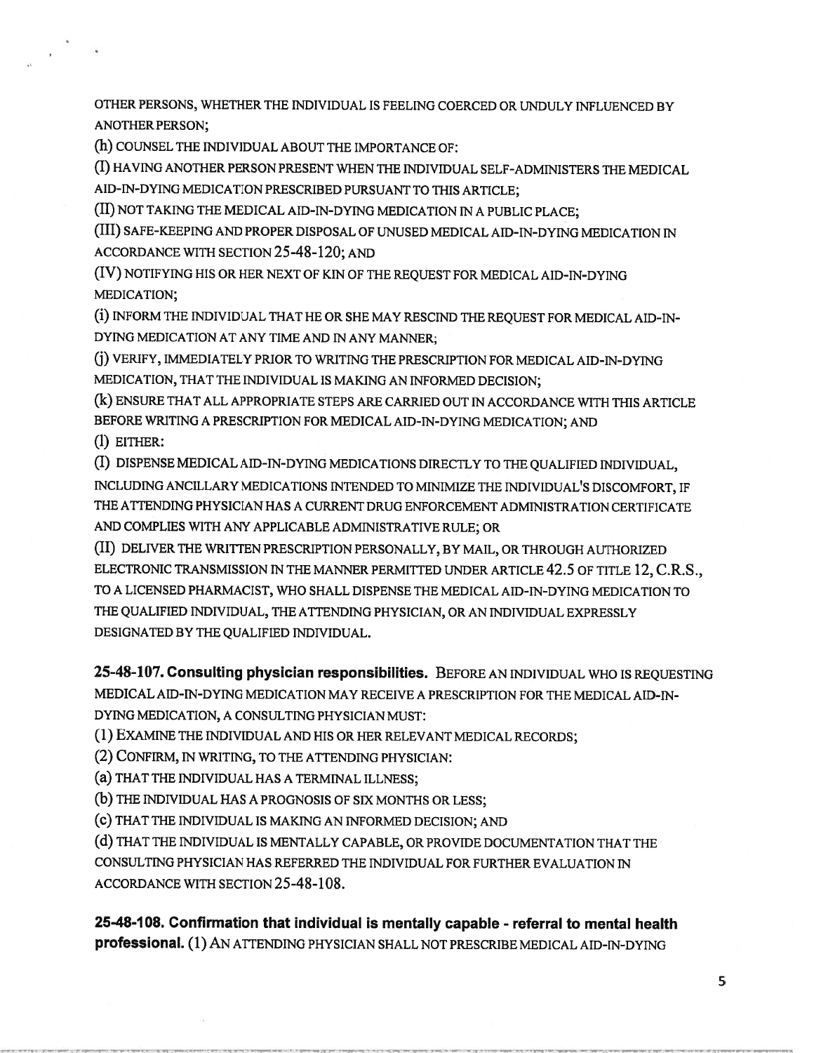OTHER PERSONS, WHETHER THE INDIVIDUAL IS FEELING COERCED OR UNDULY INFLUENCED BY ANOTHER PERSON;

(h) COUNSEL THE INDIVIDUAL ABOUT THE IMPORTANCE OF:

(I) HAVING ANOTHER PERSON PRESENT WHEN THE INDIVIDUAL SELF-ADMINISTERS THE MEDICAL AID-IN-DYING MEDICATION PRESCRIBED PURSUANT TO THIS ARTICLE;

(II) NOT TAKING THE MEDICAL AID-IN-DYING MEDICATION IN A PUBLIC PLACE;

(III) SAFE-KEEPING AND PROPER DISPOSAL OF UNUSED MEDICAL AID-IN-DYING MEDICATION IN ACCORDANCE WITH SECTION 25-48-120; AND

(IV) NOTIFYING HIS OR HER NEXT OF KIN OF THE REQUEST FOR MEDICAL AID-IN-DYING MEDICATION;

(i) INFORM THE INDIVIDUAL THAT HE OR SHE MAY RESCIND THE REQUEST FOR MEDICAL AID-IN-DYING MEDICATION AT ANY TIME AND IN ANY MANNER;

(j) VERIFY, IMMEDIATELY PRIOR TO WRITING THE PRESCRIPTION FOR MEDICAL AID-IN-DYING MEDICATION, THAT THE INDIVIDUAL IS MAKING AN INFORMED DECISION;

(k) ENSURE THAT ALL APPROPRIATE STEPS ARE CARRIED OUT IN ACCORDANCE WITH THIS ARTICLE BEFORE WRITING A PRESCRIPTION FOR MEDICAL AID-IN-DYING MEDICATION; AND

(l) EITHER:

(I) DISPENSE MEDICAL AID-IN-DYING MEDICATIONS DIRECTLY TO THE QUALIFIED INDIVIDUAL, INCLUDING ANCILLARY MEDICATIONS INTENDED TO MINIMIZE THE INDIVIDUAL'S DISCOMFORT, IF THE ATTENDING PHYSICIAN HAS A CURRENT DRUG ENFORCEMENT ADMINISTRATION CERTIFICATE AND COMPLIES WITH ANY APPLICABLE ADMINISTRATIVE RULE; OR

(II) DELIVER THE WRITTEN PRESCRIPTION PERSONALLY, BY MAIL, OR THROUGH AUTHORIZED ELECTRONIC TRANSMISSION IN THE MANNER PERMITTED UNDER ARTICLE 42.5 OF TITLE 12, C.R.S., TO A LICENSED PHARMACIST, WHO SHALL DISPENSE THE MEDICAL AID-IN-DYING MEDICATION TO THE QUALIFIED INDIVIDUAL, THE ATTENDING PHYSICIAN, OR AN INDIVIDUAL EXPRESSLY DESIGNATED BY THE QUALIFIED INDIVIDUAL.

**25-48-107. Consulting physician responsibilities.** BEFORE AN INDIVIDUAL WHO IS REQUESTING MEDICAL AID-IN-DYING MEDICATION MAY RECEIVE A PRESCRIPTION FOR THE MEDICAL AID-IN-DYING MEDICATION, A CONSULTING PHYSICIAN MUST:

(1) EXAMINE THE INDIVIDUAL AND HIS OR HER RELEVANT MEDICAL RECORDS;

(2) CONFIRM, IN WRITING, TO THE ATTENDING PHYSICIAN:

(a) THAT THE INDIVIDUAL HAS A TERMINAL ILLNESS;

(b) THE INDIVIDUAL HAS A PROGNOSIS OF SIX MONTHS OR LESS;

(c) THAT THE INDIVIDUAL IS MAKING AN INFORMED DECISION; AND

(d) THAT THE INDIVIDUAL IS MENTALLY CAPABLE, OR PROVIDE DOCUMENTATION THAT THE CONSULTING PHYSICIAN HAS REFERRED THE INDIVIDUAL FOR FURTHER EVALUATION IN ACCORDANCE WITH SECTION 25-48-108.

**25-48-108. Confirmation that individual is mentally capable - referral to mental health professional.** (1) AN ATTENDING PHYSICIAN SHALL NOT PRESCRIBE MEDICAL AID-IN-DYING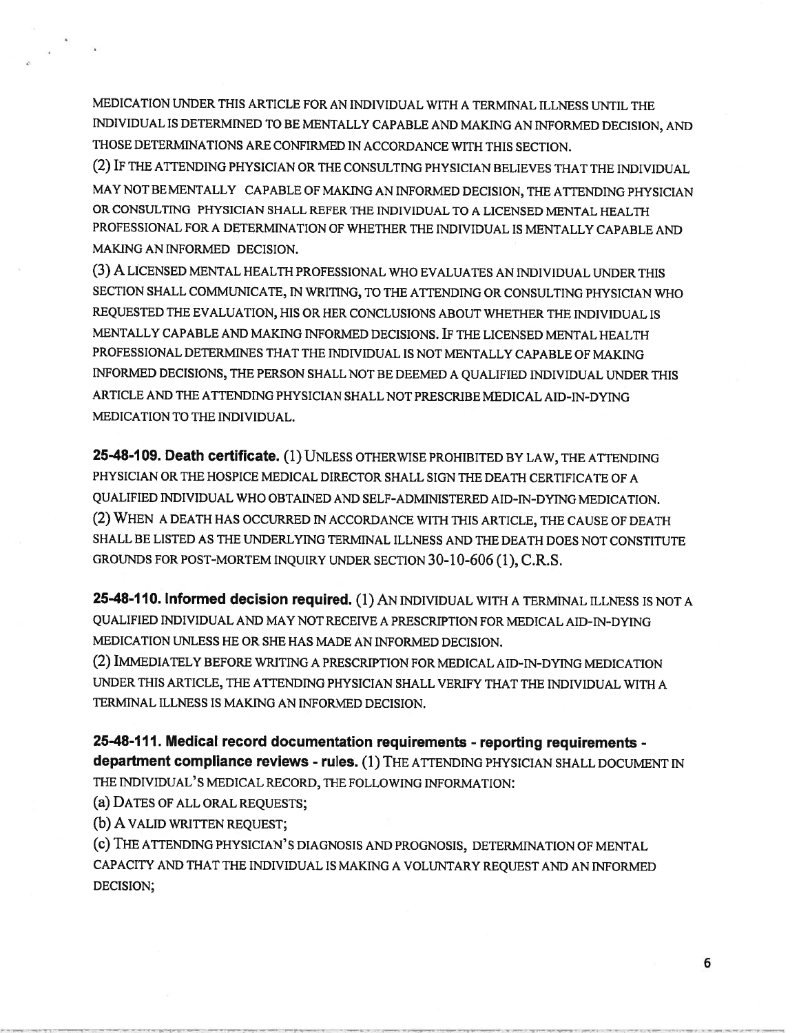MEDICATION UNDER THIS ARTICLE FOR AN INDIVIDUAL WITH A TERMINAL ILLNESS UNTIL THE INDIVIDUAL IS DETERMINED TO BE MENTALLY CAPABLE AND MAKING AN INFORMED DECISION, AND THOSE DETERMINATIONS ARE CONFIRMED IN ACCORDANCE WITH THIS SECTION.

(2) IF THE ATTENDING PHYSICIAN OR THE CONSULTING PHYSICIAN BELIEVES THAT THE INDIVIDUAL MAY NOT BE MENTALLY CAPABLE OF MAKING AN INFORMED DECISION, THE ATTENDING PHYSICIAN OR CONSULTING PHYSICIAN SHALL REFER THE INDIVIDUAL TO A LICENSED MENTAL HEALTH PROFESSIONAL FOR A DETERMINATION OF WHETHER THE INDIVIDUAL IS MENTALLY CAPABLE AND MAKING AN INFORMED DECISION.

(3) A LICENSED MENTAL HEALTH PROFESSIONAL WHO EVALUATES AN INDIVIDUAL UNDER THIS SECTION SHALL COMMUNICATE, IN WRITING, TO THE ATTENDING OR CONSULTING PHYSICIAN WHO REQUESTED THE EVALUATION, HIS OR HER CONCLUSIONS ABOUT WHETHER THE INDIVIDUAL IS MENTALLY CAPABLE AND MAKING INFORMED DECISIONS. IF THE LICENSED MENTAL HEALTH PROFESSIONAL DETERMINES THAT THE INDIVIDUAL IS NOT MENTALLY CAPABLE OF MAKING INFORMED DECISIONS, THE PERSON SHALL NOT BE DEEMED A QUALIFIED INDIVIDUAL UNDER THIS ARTICLE AND THE ATTENDING PHYSICIAN SHALL NOT PRESCRIBE MEDICAL AID-IN-DYING MEDICATION TO THE INDIVIDUAL.

**25-48-109. Death certificate.** (1) UNLESS OTHERWISE PROHIBITED BY LAW, THE ATTENDING PHYSICIAN OR THE HOSPICE MEDICAL DIRECTOR SHALL SIGN THE DEATH CERTIFICATE OF A QUALIFIED INDIVIDUAL WHO OBTAINED AND SELF-ADMINISTERED AID-IN-DYING MEDICATION.

(2) WHEN A DEATH HAS OCCURRED IN ACCORDANCE WITH THIS ARTICLE, THE CAUSE OF DEATH SHALL BE LISTED AS THE UNDERLYING TERMINAL ILLNESS AND THE DEATH DOES NOT CONSTITUTE GROUNDS FOR POST-MORTEM INQUIRY UNDER SECTION 30-10-606 (1), C.R.S.

**25-48-110. Informed decision required.** (1) AN INDIVIDUAL WITH A TERMINAL ILLNESS IS NOT A QUALIFIED INDIVIDUAL AND MAY NOT RECEIVE A PRESCRIPTION FOR MEDICAL AID-IN-DYING MEDICATION UNLESS HE OR SHE HAS MADE AN INFORMED DECISION.

(2) IMMEDIATELY BEFORE WRITING A PRESCRIPTION FOR MEDICAL AID-IN-DYING MEDICATION UNDER THIS ARTICLE, THE ATTENDING PHYSICIAN SHALL VERIFY THAT THE INDIVIDUAL WITH A TERMINAL ILLNESS IS MAKING AN INFORMED DECISION.

**25-48-111. Medical record documentation requirements - reporting requirements - department compliance reviews - rules.** (1) THE ATTENDING PHYSICIAN SHALL DOCUMENT IN THE INDIVIDUAL'S MEDICAL RECORD, THE FOLLOWING INFORMATION:

(a) DATES OF ALL ORAL REQUESTS;

(b) A VALID WRITTEN REQUEST;

(c) THE ATTENDING PHYSICIAN'S DIAGNOSIS AND PROGNOSIS, DETERMINATION OF MENTAL CAPACITY AND THAT THE INDIVIDUAL IS MAKING A VOLUNTARY REQUEST AND AN INFORMED DECISION;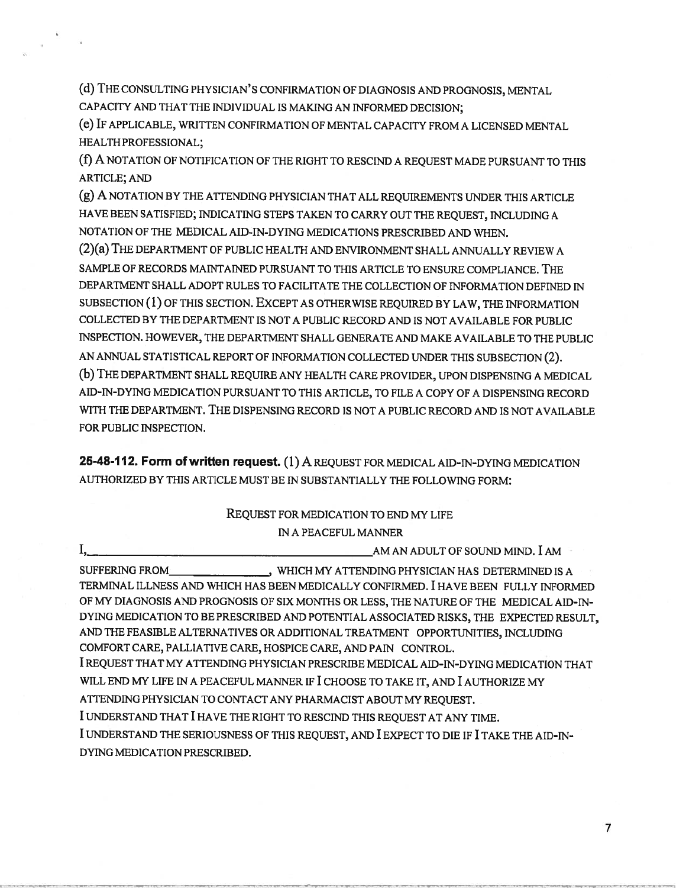(d) THE CONSULTING PHYSICIAN'S CONFIRMATION OF DIAGNOSIS AND PROGNOSIS, MENTAL CAPACITY AND THAT THE INDIVIDUAL IS MAKING AN INFORMED DECISION;

(e) IF APPLICABLE, WRITTEN CONFIRMATION OF MENTAL CAPACITY FROM A LICENSED MENTAL HEALTH PROFESSIONAL;

(f) A NOTATION OF NOTIFICATION OF THE RIGHT TO RESCIND A REQUEST MADE PURSUANT TO THIS ARTICLE; AND

(g) A NOTATION BY THE ATTENDING PHYSICIAN THAT ALL REQUIREMENTS UNDER THIS ARTICLE HAVE BEEN SATISFIED; INDICATING STEPS TAKEN TO CARRY OUT THE REQUEST, INCLUDING A NOTATION OF THE MEDICAL AID-IN-DYING MEDICATIONS PRESCRIBED AND WHEN.

(2)(a) THE DEPARTMENT OF PUBLIC HEALTH AND ENVIRONMENT SHALL ANNUALLY REVIEW A SAMPLE OF RECORDS MAINTAINED PURSUANT TO THIS ARTICLE TO ENSURE COMPLIANCE. THE DEPARTMENT SHALL ADOPT RULES TO FACILITATE THE COLLECTION OF INFORMATION DEFINED IN SUBSECTION (1) OF THIS SECTION. EXCEPT AS OTHERWISE REQUIRED BY LAW, THE INFORMATION COLLECTED BY THE DEPARTMENT IS NOT A PUBLIC RECORD AND IS NOT AVAILABLE FOR PUBLIC INSPECTION. HOWEVER, THE DEPARTMENT SHALL GENERATE AND MAKE AVAILABLE TO THE PUBLIC AN ANNUAL STATISTICAL REPORT OF INFORMATION COLLECTED UNDER THIS SUBSECTION (2).

(b) THE DEPARTMENT SHALL REQUIRE ANY HEALTH CARE PROVIDER, UPON DISPENSING A MEDICAL AID-IN-DYING MEDICATION PURSUANT TO THIS ARTICLE, TO FILE A COPY OF A DISPENSING RECORD WITH THE DEPARTMENT. THE DISPENSING RECORD IS NOT A PUBLIC RECORD AND IS NOT AVAILABLE FOR PUBLIC INSPECTION.

**25-48-112. Form of written request.** (1) A REQUEST FOR MEDICAL AID-IN-DYING MEDICATION AUTHORIZED BY THIS ARTICLE MUST BE IN SUBSTANTIALLY THE FOLLOWING FORM:

REQUEST FOR MEDICATION TO END MY LIFE
IN A PEACEFUL MANNER

I,\_\_\_\_\_\_\_\_\_\_\_\_\_\_\_\_\_\_\_\_\_\_\_\_\_\_\_\_\_\_\_\_\_\_\_\_\_\_\_\_AM AN ADULT OF SOUND MIND. I AM SUFFERING FROM\_\_\_\_\_\_\_\_\_\_\_\_\_\_\_\_, WHICH MY ATTENDING PHYSICIAN HAS DETERMINED IS A TERMINAL ILLNESS AND WHICH HAS BEEN MEDICALLY CONFIRMED. I HAVE BEEN FULLY INFORMED OF MY DIAGNOSIS AND PROGNOSIS OF SIX MONTHS OR LESS, THE NATURE OF THE MEDICAL AID-IN-DYING MEDICATION TO BE PRESCRIBED AND POTENTIAL ASSOCIATED RISKS, THE EXPECTED RESULT, AND THE FEASIBLE ALTERNATIVES OR ADDITIONAL TREATMENT OPPORTUNITIES, INCLUDING COMFORT CARE, PALLIATIVE CARE, HOSPICE CARE, AND PAIN CONTROL.

I REQUEST THAT MY ATTENDING PHYSICIAN PRESCRIBE MEDICAL AID-IN-DYING MEDICATION THAT WILL END MY LIFE IN A PEACEFUL MANNER IF I CHOOSE TO TAKE IT, AND I AUTHORIZE MY ATTENDING PHYSICIAN TO CONTACT ANY PHARMACIST ABOUT MY REQUEST.

I UNDERSTAND THAT I HAVE THE RIGHT TO RESCIND THIS REQUEST AT ANY TIME.

I UNDERSTAND THE SERIOUSNESS OF THIS REQUEST, AND I EXPECT TO DIE IF I TAKE THE AID-IN-DYING MEDICATION PRESCRIBED.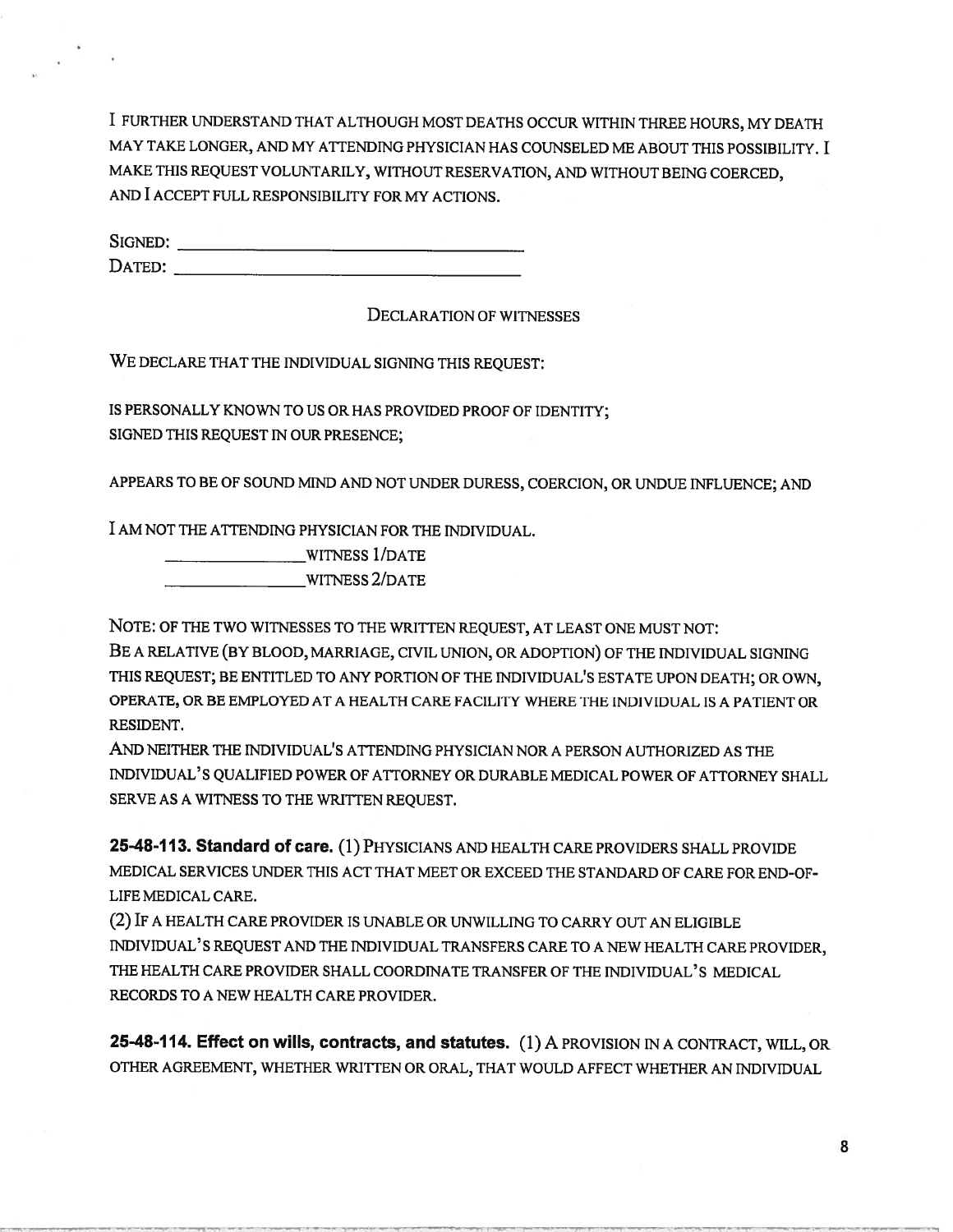I FURTHER UNDERSTAND THAT ALTHOUGH MOST DEATHS OCCUR WITHIN THREE HOURS, MY DEATH MAY TAKE LONGER, AND MY ATTENDING PHYSICIAN HAS COUNSELED ME ABOUT THIS POSSIBILITY. I MAKE THIS REQUEST VOLUNTARILY, WITHOUT RESERVATION, AND WITHOUT BEING COERCED, AND I ACCEPT FULL RESPONSIBILITY FOR MY ACTIONS.

SIGNED: ______________________________________

DATED: ______________________________________

DECLARATION OF WITNESSES

WE DECLARE THAT THE INDIVIDUAL SIGNING THIS REQUEST:

IS PERSONALLY KNOWN TO US OR HAS PROVIDED PROOF OF IDENTITY;
SIGNED THIS REQUEST IN OUR PRESENCE;

APPEARS TO BE OF SOUND MIND AND NOT UNDER DURESS, COERCION, OR UNDUE INFLUENCE; AND

I AM NOT THE ATTENDING PHYSICIAN FOR THE INDIVIDUAL.

_______________WITNESS 1/DATE

_______________WITNESS 2/DATE

NOTE: OF THE TWO WITNESSES TO THE WRITTEN REQUEST, AT LEAST ONE MUST NOT:
BE A RELATIVE (BY BLOOD, MARRIAGE, CIVIL UNION, OR ADOPTION) OF THE INDIVIDUAL SIGNING THIS REQUEST; BE ENTITLED TO ANY PORTION OF THE INDIVIDUAL'S ESTATE UPON DEATH; OR OWN, OPERATE, OR BE EMPLOYED AT A HEALTH CARE FACILITY WHERE THE INDIVIDUAL IS A PATIENT OR RESIDENT.
AND NEITHER THE INDIVIDUAL'S ATTENDING PHYSICIAN NOR A PERSON AUTHORIZED AS THE INDIVIDUAL'S QUALIFIED POWER OF ATTORNEY OR DURABLE MEDICAL POWER OF ATTORNEY SHALL SERVE AS A WITNESS TO THE WRITTEN REQUEST.

**25-48-113. Standard of care.** (1) PHYSICIANS AND HEALTH CARE PROVIDERS SHALL PROVIDE MEDICAL SERVICES UNDER THIS ACT THAT MEET OR EXCEED THE STANDARD OF CARE FOR END-OF-LIFE MEDICAL CARE.
(2) IF A HEALTH CARE PROVIDER IS UNABLE OR UNWILLING TO CARRY OUT AN ELIGIBLE INDIVIDUAL'S REQUEST AND THE INDIVIDUAL TRANSFERS CARE TO A NEW HEALTH CARE PROVIDER, THE HEALTH CARE PROVIDER SHALL COORDINATE TRANSFER OF THE INDIVIDUAL'S MEDICAL RECORDS TO A NEW HEALTH CARE PROVIDER.

**25-48-114. Effect on wills, contracts, and statutes.** (1) A PROVISION IN A CONTRACT, WILL, OR OTHER AGREEMENT, WHETHER WRITTEN OR ORAL, THAT WOULD AFFECT WHETHER AN INDIVIDUAL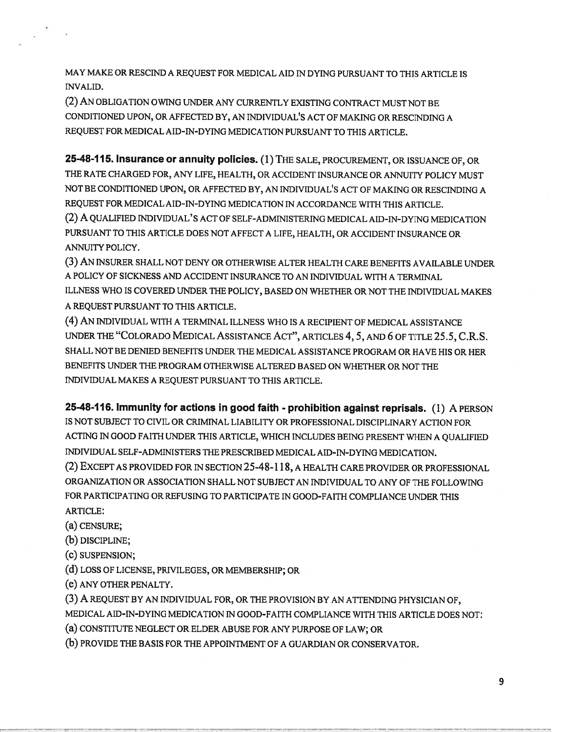MAY MAKE OR RESCIND A REQUEST FOR MEDICAL AID IN DYING PURSUANT TO THIS ARTICLE IS INVALID.

(2) AN OBLIGATION OWING UNDER ANY CURRENTLY EXISTING CONTRACT MUST NOT BE CONDITIONED UPON, OR AFFECTED BY, AN INDIVIDUAL'S ACT OF MAKING OR RESCINDING A REQUEST FOR MEDICAL AID-IN-DYING MEDICATION PURSUANT TO THIS ARTICLE.

**25-48-115. Insurance or annuity policies.** (1) THE SALE, PROCUREMENT, OR ISSUANCE OF, OR THE RATE CHARGED FOR, ANY LIFE, HEALTH, OR ACCIDENT INSURANCE OR ANNUITY POLICY MUST NOT BE CONDITIONED UPON, OR AFFECTED BY, AN INDIVIDUAL'S ACT OF MAKING OR RESCINDING A REQUEST FOR MEDICAL AID-IN-DYING MEDICATION IN ACCORDANCE WITH THIS ARTICLE.

(2) A QUALIFIED INDIVIDUAL'S ACT OF SELF-ADMINISTERING MEDICAL AID-IN-DYING MEDICATION PURSUANT TO THIS ARTICLE DOES NOT AFFECT A LIFE, HEALTH, OR ACCIDENT INSURANCE OR ANNUITY POLICY.

(3) AN INSURER SHALL NOT DENY OR OTHERWISE ALTER HEALTH CARE BENEFITS AVAILABLE UNDER A POLICY OF SICKNESS AND ACCIDENT INSURANCE TO AN INDIVIDUAL WITH A TERMINAL ILLNESS WHO IS COVERED UNDER THE POLICY, BASED ON WHETHER OR NOT THE INDIVIDUAL MAKES A REQUEST PURSUANT TO THIS ARTICLE.

(4) AN INDIVIDUAL WITH A TERMINAL ILLNESS WHO IS A RECIPIENT OF MEDICAL ASSISTANCE UNDER THE "COLORADO MEDICAL ASSISTANCE ACT", ARTICLES 4, 5, AND 6 OF TITLE 25.5, C.R.S. SHALL NOT BE DENIED BENEFITS UNDER THE MEDICAL ASSISTANCE PROGRAM OR HAVE HIS OR HER BENEFITS UNDER THE PROGRAM OTHERWISE ALTERED BASED ON WHETHER OR NOT THE INDIVIDUAL MAKES A REQUEST PURSUANT TO THIS ARTICLE.

**25-48-116. Immunity for actions in good faith - prohibition against reprisals.** (1) A PERSON IS NOT SUBJECT TO CIVIL OR CRIMINAL LIABILITY OR PROFESSIONAL DISCIPLINARY ACTION FOR ACTING IN GOOD FAITH UNDER THIS ARTICLE, WHICH INCLUDES BEING PRESENT WHEN A QUALIFIED INDIVIDUAL SELF-ADMINISTERS THE PRESCRIBED MEDICAL AID-IN-DYING MEDICATION.

(2) EXCEPT AS PROVIDED FOR IN SECTION 25-48-118, A HEALTH CARE PROVIDER OR PROFESSIONAL ORGANIZATION OR ASSOCIATION SHALL NOT SUBJECT AN INDIVIDUAL TO ANY OF THE FOLLOWING FOR PARTICIPATING OR REFUSING TO PARTICIPATE IN GOOD-FAITH COMPLIANCE UNDER THIS ARTICLE:

(a) CENSURE;

(b) DISCIPLINE;

(c) SUSPENSION;

(d) LOSS OF LICENSE, PRIVILEGES, OR MEMBERSHIP; OR

(e) ANY OTHER PENALTY.

(3) A REQUEST BY AN INDIVIDUAL FOR, OR THE PROVISION BY AN ATTENDING PHYSICIAN OF, MEDICAL AID-IN-DYING MEDICATION IN GOOD-FAITH COMPLIANCE WITH THIS ARTICLE DOES NOT:

(a) CONSTITUTE NEGLECT OR ELDER ABUSE FOR ANY PURPOSE OF LAW; OR

(b) PROVIDE THE BASIS FOR THE APPOINTMENT OF A GUARDIAN OR CONSERVATOR.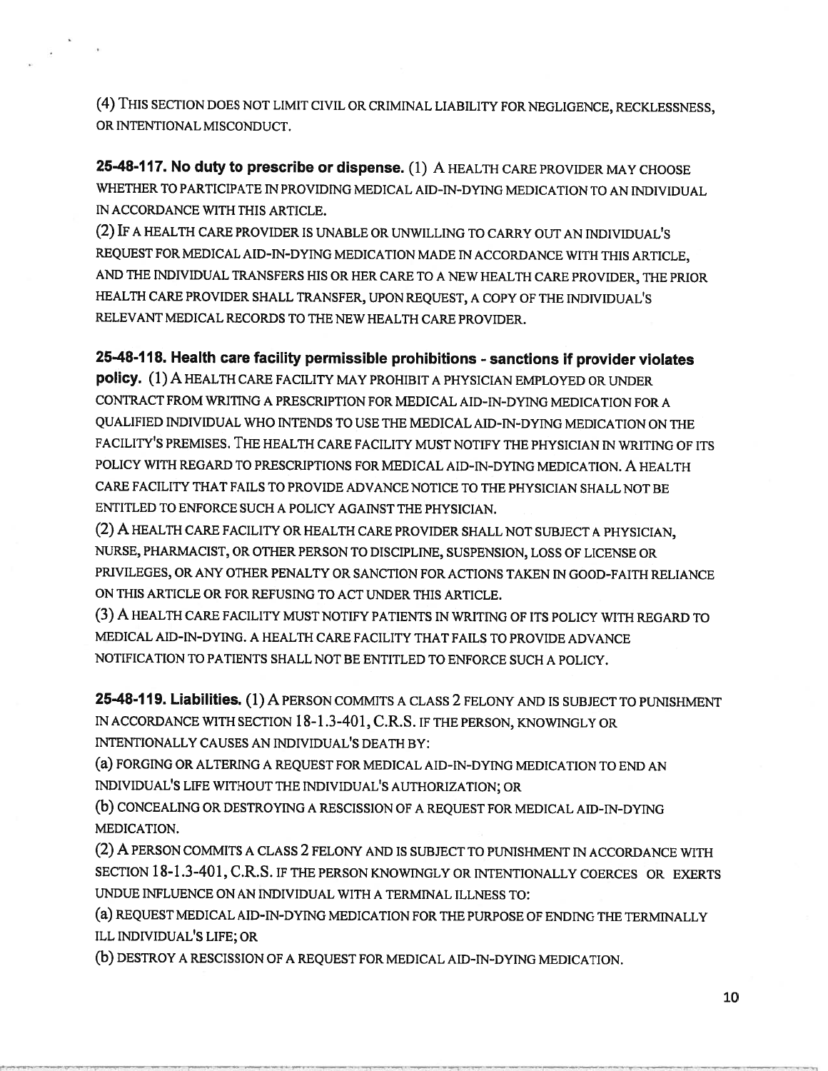(4) THIS SECTION DOES NOT LIMIT CIVIL OR CRIMINAL LIABILITY FOR NEGLIGENCE, RECKLESSNESS, OR INTENTIONAL MISCONDUCT.

**25-48-117. No duty to prescribe or dispense.** (1) A HEALTH CARE PROVIDER MAY CHOOSE WHETHER TO PARTICIPATE IN PROVIDING MEDICAL AID-IN-DYING MEDICATION TO AN INDIVIDUAL IN ACCORDANCE WITH THIS ARTICLE.

(2) IF A HEALTH CARE PROVIDER IS UNABLE OR UNWILLING TO CARRY OUT AN INDIVIDUAL'S REQUEST FOR MEDICAL AID-IN-DYING MEDICATION MADE IN ACCORDANCE WITH THIS ARTICLE, AND THE INDIVIDUAL TRANSFERS HIS OR HER CARE TO A NEW HEALTH CARE PROVIDER, THE PRIOR HEALTH CARE PROVIDER SHALL TRANSFER, UPON REQUEST, A COPY OF THE INDIVIDUAL'S RELEVANT MEDICAL RECORDS TO THE NEW HEALTH CARE PROVIDER.

**25-48-118. Health care facility permissible prohibitions - sanctions if provider violates policy.** (1) A HEALTH CARE FACILITY MAY PROHIBIT A PHYSICIAN EMPLOYED OR UNDER CONTRACT FROM WRITING A PRESCRIPTION FOR MEDICAL AID-IN-DYING MEDICATION FOR A QUALIFIED INDIVIDUAL WHO INTENDS TO USE THE MEDICAL AID-IN-DYING MEDICATION ON THE FACILITY'S PREMISES. THE HEALTH CARE FACILITY MUST NOTIFY THE PHYSICIAN IN WRITING OF ITS POLICY WITH REGARD TO PRESCRIPTIONS FOR MEDICAL AID-IN-DYING MEDICATION. A HEALTH CARE FACILITY THAT FAILS TO PROVIDE ADVANCE NOTICE TO THE PHYSICIAN SHALL NOT BE ENTITLED TO ENFORCE SUCH A POLICY AGAINST THE PHYSICIAN.

(2) A HEALTH CARE FACILITY OR HEALTH CARE PROVIDER SHALL NOT SUBJECT A PHYSICIAN, NURSE, PHARMACIST, OR OTHER PERSON TO DISCIPLINE, SUSPENSION, LOSS OF LICENSE OR PRIVILEGES, OR ANY OTHER PENALTY OR SANCTION FOR ACTIONS TAKEN IN GOOD-FAITH RELIANCE ON THIS ARTICLE OR FOR REFUSING TO ACT UNDER THIS ARTICLE.

(3) A HEALTH CARE FACILITY MUST NOTIFY PATIENTS IN WRITING OF ITS POLICY WITH REGARD TO MEDICAL AID-IN-DYING. A HEALTH CARE FACILITY THAT FAILS TO PROVIDE ADVANCE NOTIFICATION TO PATIENTS SHALL NOT BE ENTITLED TO ENFORCE SUCH A POLICY.

**25-48-119. Liabilities.** (1) A PERSON COMMITS A CLASS 2 FELONY AND IS SUBJECT TO PUNISHMENT IN ACCORDANCE WITH SECTION 18-1.3-401, C.R.S. IF THE PERSON, KNOWINGLY OR INTENTIONALLY CAUSES AN INDIVIDUAL'S DEATH BY:

(a) FORGING OR ALTERING A REQUEST FOR MEDICAL AID-IN-DYING MEDICATION TO END AN INDIVIDUAL'S LIFE WITHOUT THE INDIVIDUAL'S AUTHORIZATION; OR

(b) CONCEALING OR DESTROYING A RESCISSION OF A REQUEST FOR MEDICAL AID-IN-DYING MEDICATION.

(2) A PERSON COMMITS A CLASS 2 FELONY AND IS SUBJECT TO PUNISHMENT IN ACCORDANCE WITH SECTION 18-1.3-401, C.R.S. IF THE PERSON KNOWINGLY OR INTENTIONALLY COERCES OR EXERTS UNDUE INFLUENCE ON AN INDIVIDUAL WITH A TERMINAL ILLNESS TO:

(a) REQUEST MEDICAL AID-IN-DYING MEDICATION FOR THE PURPOSE OF ENDING THE TERMINALLY ILL INDIVIDUAL'S LIFE; OR

(b) DESTROY A RESCISSION OF A REQUEST FOR MEDICAL AID-IN-DYING MEDICATION.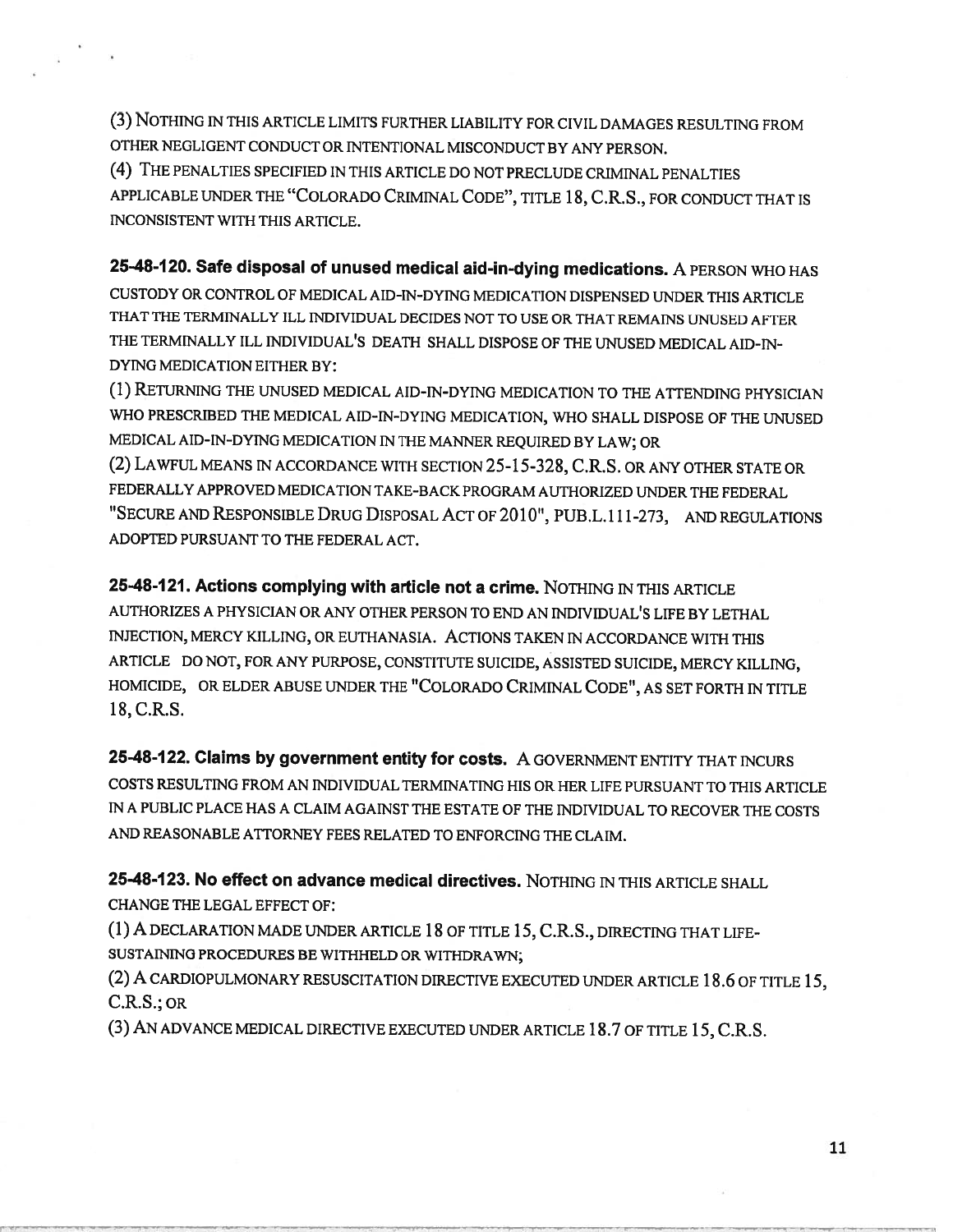(3) NOTHING IN THIS ARTICLE LIMITS FURTHER LIABILITY FOR CIVIL DAMAGES RESULTING FROM OTHER NEGLIGENT CONDUCT OR INTENTIONAL MISCONDUCT BY ANY PERSON.

(4) THE PENALTIES SPECIFIED IN THIS ARTICLE DO NOT PRECLUDE CRIMINAL PENALTIES APPLICABLE UNDER THE "COLORADO CRIMINAL CODE", TITLE 18, C.R.S., FOR CONDUCT THAT IS INCONSISTENT WITH THIS ARTICLE.

**25-48-120. Safe disposal of unused medical aid-in-dying medications.** A PERSON WHO HAS CUSTODY OR CONTROL OF MEDICAL AID-IN-DYING MEDICATION DISPENSED UNDER THIS ARTICLE THAT THE TERMINALLY ILL INDIVIDUAL DECIDES NOT TO USE OR THAT REMAINS UNUSED AFTER THE TERMINALLY ILL INDIVIDUAL'S DEATH SHALL DISPOSE OF THE UNUSED MEDICAL AID-IN-DYING MEDICATION EITHER BY:

(1) RETURNING THE UNUSED MEDICAL AID-IN-DYING MEDICATION TO THE ATTENDING PHYSICIAN WHO PRESCRIBED THE MEDICAL AID-IN-DYING MEDICATION, WHO SHALL DISPOSE OF THE UNUSED MEDICAL AID-IN-DYING MEDICATION IN THE MANNER REQUIRED BY LAW; OR

(2) LAWFUL MEANS IN ACCORDANCE WITH SECTION 25-15-328, C.R.S. OR ANY OTHER STATE OR FEDERALLY APPROVED MEDICATION TAKE-BACK PROGRAM AUTHORIZED UNDER THE FEDERAL "SECURE AND RESPONSIBLE DRUG DISPOSAL ACT OF 2010", PUB.L.111-273, AND REGULATIONS ADOPTED PURSUANT TO THE FEDERAL ACT.

**25-48-121. Actions complying with article not a crime.** NOTHING IN THIS ARTICLE AUTHORIZES A PHYSICIAN OR ANY OTHER PERSON TO END AN INDIVIDUAL'S LIFE BY LETHAL INJECTION, MERCY KILLING, OR EUTHANASIA. ACTIONS TAKEN IN ACCORDANCE WITH THIS ARTICLE DO NOT, FOR ANY PURPOSE, CONSTITUTE SUICIDE, ASSISTED SUICIDE, MERCY KILLING, HOMICIDE, OR ELDER ABUSE UNDER THE "COLORADO CRIMINAL CODE", AS SET FORTH IN TITLE 18, C.R.S.

**25-48-122. Claims by government entity for costs.** A GOVERNMENT ENTITY THAT INCURS COSTS RESULTING FROM AN INDIVIDUAL TERMINATING HIS OR HER LIFE PURSUANT TO THIS ARTICLE IN A PUBLIC PLACE HAS A CLAIM AGAINST THE ESTATE OF THE INDIVIDUAL TO RECOVER THE COSTS AND REASONABLE ATTORNEY FEES RELATED TO ENFORCING THE CLAIM.

**25-48-123. No effect on advance medical directives.** NOTHING IN THIS ARTICLE SHALL CHANGE THE LEGAL EFFECT OF:

(1) A DECLARATION MADE UNDER ARTICLE 18 OF TITLE 15, C.R.S., DIRECTING THAT LIFE-SUSTAINING PROCEDURES BE WITHHELD OR WITHDRAWN;

(2) A CARDIOPULMONARY RESUSCITATION DIRECTIVE EXECUTED UNDER ARTICLE 18.6 OF TITLE 15, C.R.S.; OR

(3) AN ADVANCE MEDICAL DIRECTIVE EXECUTED UNDER ARTICLE 18.7 OF TITLE 15, C.R.S.